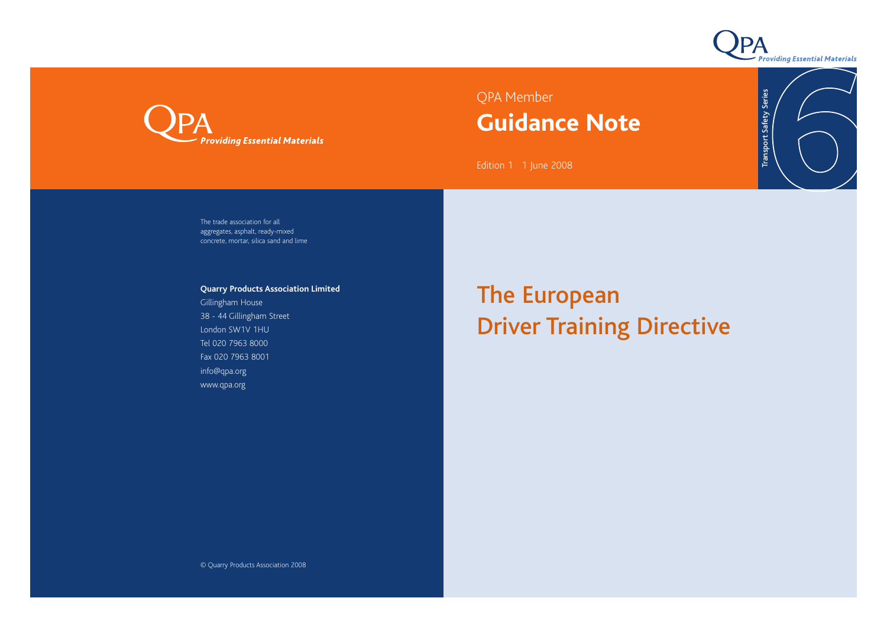QPA Member

# Guidance Note

Edition 1 1 June 2008

Transport Safety Series 6

QPA *Providing Essential Materials*

The trade association for all aggregates, asphalt, ready-mixed concrete, mortar, silica sand and lime

**Quarry Products Association Limited**
Gillingham House
38 - 44 Gillingham Street
London SW1V 1HU
Tel 020 7963 8000
Fax 020 7963 8001
info@qpa.org
www.qpa.org

# The European Driver Training Directive

© Quarry Products Association 2008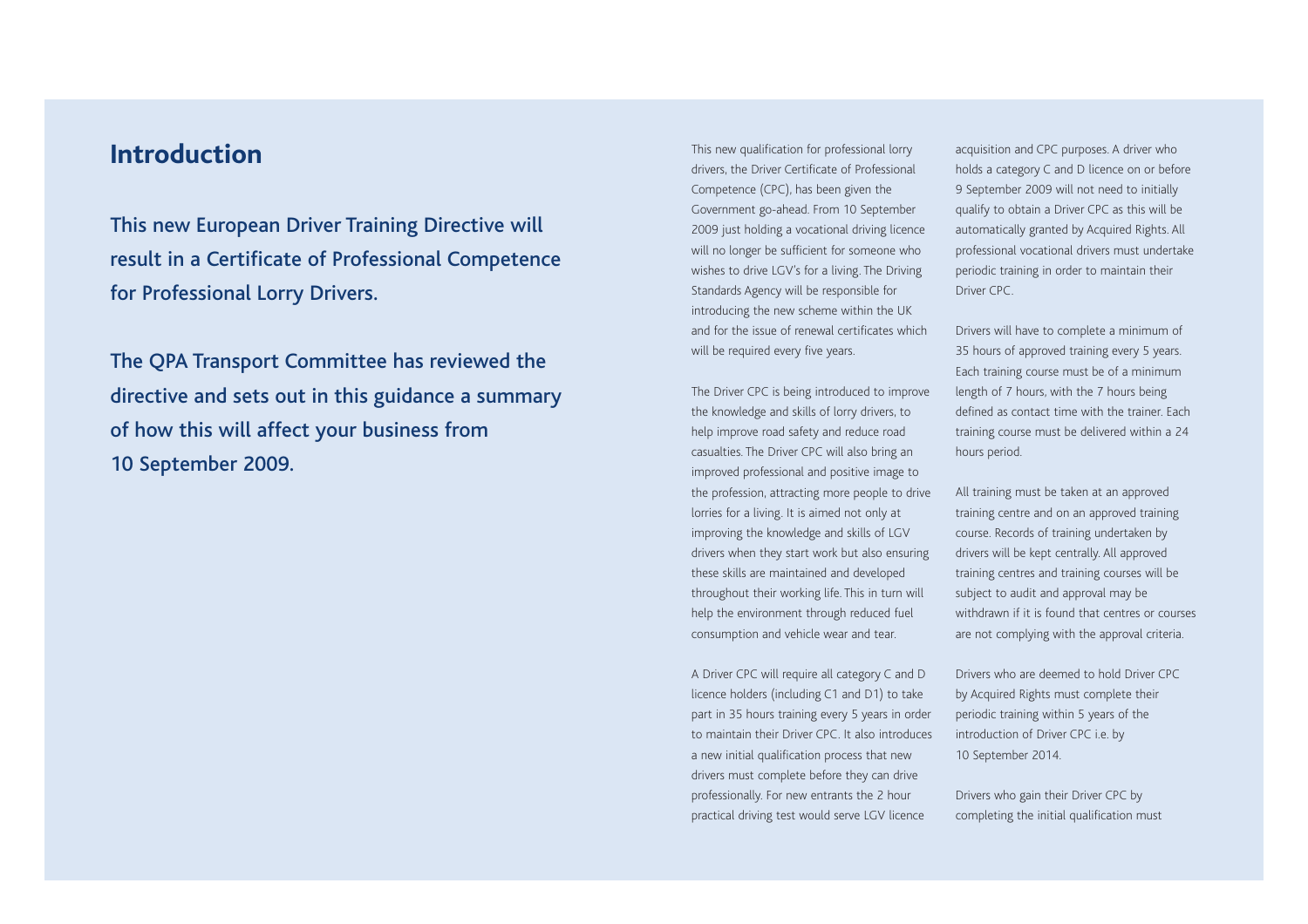# Introduction

**This new European Driver Training Directive will result in a Certificate of Professional Competence for Professional Lorry Drivers.**

**The QPA Transport Committee has reviewed the directive and sets out in this guidance a summary of how this will affect your business from 10 September 2009.**

This new qualification for professional lorry drivers, the Driver Certificate of Professional Competence (CPC), has been given the Government go-ahead. From 10 September 2009 just holding a vocational driving licence will no longer be sufficient for someone who wishes to drive LGV's for a living. The Driving Standards Agency will be responsible for introducing the new scheme within the UK and for the issue of renewal certificates which will be required every five years.

The Driver CPC is being introduced to improve the knowledge and skills of lorry drivers, to help improve road safety and reduce road casualties. The Driver CPC will also bring an improved professional and positive image to the profession, attracting more people to drive lorries for a living. It is aimed not only at improving the knowledge and skills of LGV drivers when they start work but also ensuring these skills are maintained and developed throughout their working life. This in turn will help the environment through reduced fuel consumption and vehicle wear and tear.

A Driver CPC will require all category C and D licence holders (including C1 and D1) to take part in 35 hours training every 5 years in order to maintain their Driver CPC. It also introduces a new initial qualification process that new drivers must complete before they can drive professionally. For new entrants the 2 hour practical driving test would serve LGV licence acquisition and CPC purposes. A driver who holds a category C and D licence on or before 9 September 2009 will not need to initially qualify to obtain a Driver CPC as this will be automatically granted by Acquired Rights. All professional vocational drivers must undertake periodic training in order to maintain their Driver CPC.

Drivers will have to complete a minimum of 35 hours of approved training every 5 years. Each training course must be of a minimum length of 7 hours, with the 7 hours being defined as contact time with the trainer. Each training course must be delivered within a 24 hours period.

All training must be taken at an approved training centre and on an approved training course. Records of training undertaken by drivers will be kept centrally. All approved training centres and training courses will be subject to audit and approval may be withdrawn if it is found that centres or courses are not complying with the approval criteria.

Drivers who are deemed to hold Driver CPC by Acquired Rights must complete their periodic training within 5 years of the introduction of Driver CPC i.e. by 10 September 2014.

Drivers who gain their Driver CPC by completing the initial qualification must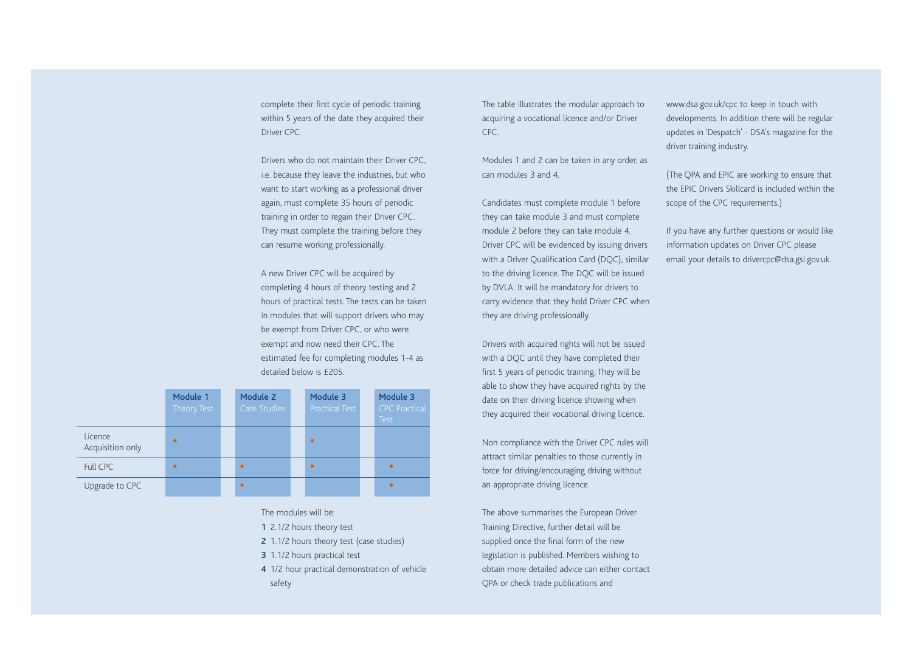complete their first cycle of periodic training within 5 years of the date they acquired their Driver CPC.

Drivers who do not maintain their Driver CPC, i.e. because they leave the industries, but who want to start working as a professional driver again, must complete 35 hours of periodic training in order to regain their Driver CPC. They must complete the training before they can resume working professionally.

A new Driver CPC will be acquired by completing 4 hours of theory testing and 2 hours of practical tests. The tests can be taken in modules that will support drivers who may be exempt from Driver CPC, or who were exempt and now need their CPC. The estimated fee for completing modules 1-4 as detailed below is £205.

| | Module 1 Theory Test | Module 2 Case Studies | Module 3 Practical Test | Module 3 CPC Practical Test |
|---|---|---|---|---|
| Licence Acquisition only | • | | • | |
| Full CPC | • | • | • | • |
| Upgrade to CPC | | • | | • |

The modules will be:

1. 2.1/2 hours theory test
2. 1.1/2 hours theory test (case studies)
3. 1.1/2 hours practical test
4. 1/2 hour practical demonstration of vehicle safety

The table illustrates the modular approach to acquiring a vocational licence and/or Driver CPC.

Modules 1 and 2 can be taken in any order, as can modules 3 and 4.

Candidates must complete module 1 before they can take module 3 and must complete module 2 before they can take module 4. Driver CPC will be evidenced by issuing drivers with a Driver Qualification Card (DQC), similar to the driving licence. The DQC will be issued by DVLA. It will be mandatory for drivers to carry evidence that they hold Driver CPC when they are driving professionally.

Drivers with acquired rights will not be issued with a DQC until they have completed their first 5 years of periodic training. They will be able to show they have acquired rights by the date on their driving licence showing when they acquired their vocational driving licence.

Non compliance with the Driver CPC rules will attract similar penalties to those currently in force for driving/encouraging driving without an appropriate driving licence.

The above summarises the European Driver Training Directive, further detail will be supplied once the final form of the new legislation is published. Members wishing to obtain more detailed advice can either contact QPA or check trade publications and www.dsa.gov.uk/cpc to keep in touch with developments. In addition there will be regular updates in 'Despatch' - DSA's magazine for the driver training industry.

(The QPA and EPIC are working to ensure that the EPIC Drivers Skillcard is included within the scope of the CPC requirements.)

If you have any further questions or would like information updates on Driver CPC please email your details to drivercpc@dsa.gsi.gov.uk.